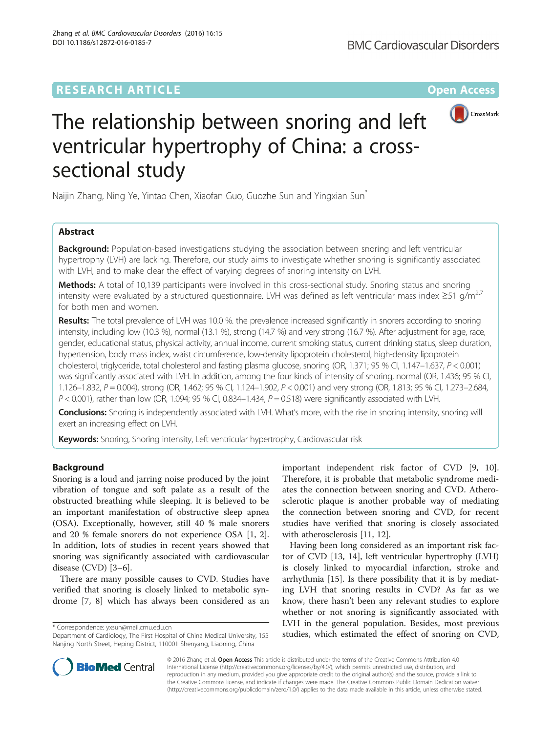RESEARCH ARTICLE

Open Access

# The relationship between snoring and left ventricular hypertrophy of China: a cross-sectional study

Naijin Zhang, Ning Ye, Yintao Chen, Xiaofan Guo, Guozhe Sun and Yingxian Sun*

## Abstract

**Background:** Population-based investigations studying the association between snoring and left ventricular hypertrophy (LVH) are lacking. Therefore, our study aims to investigate whether snoring is significantly associated with LVH, and to make clear the effect of varying degrees of snoring intensity on LVH.

**Methods:** A total of 10,139 participants were involved in this cross-sectional study. Snoring status and snoring intensity were evaluated by a structured questionnaire. LVH was defined as left ventricular mass index ≥51 $g/m^{2.7}$ for both men and women.

**Results:** The total prevalence of LVH was 10.0 %. the prevalence increased significantly in snorers according to snoring intensity, including low (10.3 %), normal (13.1 %), strong (14.7 %) and very strong (16.7 %). After adjustment for age, race, gender, educational status, physical activity, annual income, current smoking status, current drinking status, sleep duration, hypertension, body mass index, waist circumference, low-density lipoprotein cholesterol, high-density lipoprotein cholesterol, triglyceride, total cholesterol and fasting plasma glucose, snoring (OR, 1.371; 95 % CI, 1.147–1.637, $P < 0.001$) was significantly associated with LVH. In addition, among the four kinds of intensity of snoring, normal (OR, 1.436; 95 % CI, 1.126–1.832, $P = 0.004$), strong (OR, 1.462; 95 % CI, 1.124–1.902, $P < 0.001$) and very strong (OR, 1.813; 95 % CI, 1.273–2.684, $P < 0.001$), rather than low (OR, 1.094; 95 % CI, 0.834–1.434, $P = 0.518$) were significantly associated with LVH.

**Conclusions:** Snoring is independently associated with LVH. What's more, with the rise in snoring intensity, snoring will exert an increasing effect on LVH.

**Keywords:** Snoring, Snoring intensity, Left ventricular hypertrophy, Cardiovascular risk

## Background

Snoring is a loud and jarring noise produced by the joint vibration of tongue and soft palate as a result of the obstructed breathing while sleeping. It is believed to be an important manifestation of obstructive sleep apnea (OSA). Exceptionally, however, still 40 % male snorers and 20 % female snorers do not experience OSA [1, 2]. In addition, lots of studies in recent years showed that snoring was significantly associated with cardiovascular disease (CVD) [3–6].

There are many possible causes to CVD. Studies have verified that snoring is closely linked to metabolic syndrome [7, 8] which has always been considered as an important independent risk factor of CVD [9, 10]. Therefore, it is probable that metabolic syndrome mediates the connection between snoring and CVD. Atherosclerotic plaque is another probable way of mediating the connection between snoring and CVD, for recent studies have verified that snoring is closely associated with atherosclerosis [11, 12].

Having been long considered as an important risk factor of CVD [13, 14], left ventricular hypertrophy (LVH) is closely linked to myocardial infarction, stroke and arrhythmia [15]. Is there possibility that it is by mediating LVH that snoring results in CVD? As far as we know, there hasn't been any relevant studies to explore whether or not snoring is significantly associated with LVH in the general population. Besides, most previous studies, which estimated the effect of snoring on CVD,

\* Correspondence: yxsun@mail.cmu.edu.cn
Department of Cardiology, The First Hospital of China Medical University, 155 Nanjing North Street, Heping District, 110001 Shenyang, Liaoning, China

© 2016 Zhang et al. **Open Access** This article is distributed under the terms of the Creative Commons Attribution 4.0 International License (http://creativecommons.org/licenses/by/4.0/), which permits unrestricted use, distribution, and reproduction in any medium, provided you give appropriate credit to the original author(s) and the source, provide a link to the Creative Commons license, and indicate if changes were made. The Creative Commons Public Domain Dedication waiver (http://creativecommons.org/publicdomain/zero/1.0/) applies to the data made available in this article, unless otherwise stated.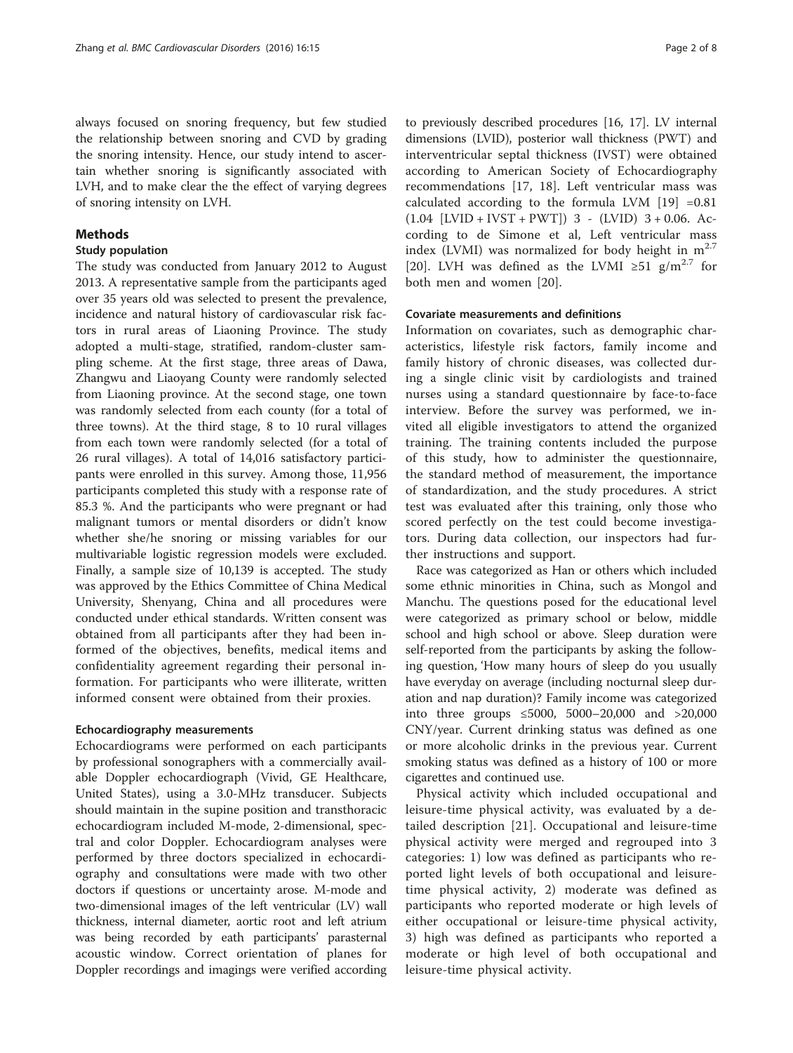always focused on snoring frequency, but few studied the relationship between snoring and CVD by grading the snoring intensity. Hence, our study intend to ascertain whether snoring is significantly associated with LVH, and to make clear the the effect of varying degrees of snoring intensity on LVH.

## Methods

### Study population

The study was conducted from January 2012 to August 2013. A representative sample from the participants aged over 35 years old was selected to present the prevalence, incidence and natural history of cardiovascular risk factors in rural areas of Liaoning Province. The study adopted a multi-stage, stratified, random-cluster sampling scheme. At the first stage, three areas of Dawa, Zhangwu and Liaoyang County were randomly selected from Liaoning province. At the second stage, one town was randomly selected from each county (for a total of three towns). At the third stage, 8 to 10 rural villages from each town were randomly selected (for a total of 26 rural villages). A total of 14,016 satisfactory participants were enrolled in this survey. Among those, 11,956 participants completed this study with a response rate of 85.3 %. And the participants who were pregnant or had malignant tumors or mental disorders or didn't know whether she/he snoring or missing variables for our multivariable logistic regression models were excluded. Finally, a sample size of 10,139 is accepted. The study was approved by the Ethics Committee of China Medical University, Shenyang, China and all procedures were conducted under ethical standards. Written consent was obtained from all participants after they had been informed of the objectives, benefits, medical items and confidentiality agreement regarding their personal information. For participants who were illiterate, written informed consent were obtained from their proxies.

### Echocardiography measurements

Echocardiograms were performed on each participants by professional sonographers with a commercially available Doppler echocardiograph (Vivid, GE Healthcare, United States), using a 3.0-MHz transducer. Subjects should maintain in the supine position and transthoracic echocardiogram included M-mode, 2-dimensional, spectral and color Doppler. Echocardiogram analyses were performed by three doctors specialized in echocardiography and consultations were made with two other doctors if questions or uncertainty arose. M-mode and two-dimensional images of the left ventricular (LV) wall thickness, internal diameter, aortic root and left atrium was being recorded by eath participants' parasternal acoustic window. Correct orientation of planes for Doppler recordings and imagings were verified according to previously described procedures [16, 17]. LV internal dimensions (LVID), posterior wall thickness (PWT) and interventricular septal thickness (IVST) were obtained according to American Society of Echocardiography recommendations [17, 18]. Left ventricular mass was calculated according to the formula LVM [19] =0.81 (1.04 [LVID + IVST + PWT]) 3 - (LVID) 3 + 0.06. According to de Simone et al, Left ventricular mass index (LVMI) was normalized for body height in $m^{2.7}$ [20]. LVH was defined as the LVMI ≥51 $g/m^{2.7}$ for both men and women [20].

### Covariate measurements and definitions

Information on covariates, such as demographic characteristics, lifestyle risk factors, family income and family history of chronic diseases, was collected during a single clinic visit by cardiologists and trained nurses using a standard questionnaire by face-to-face interview. Before the survey was performed, we invited all eligible investigators to attend the organized training. The training contents included the purpose of this study, how to administer the questionnaire, the standard method of measurement, the importance of standardization, and the study procedures. A strict test was evaluated after this training, only those who scored perfectly on the test could become investigators. During data collection, our inspectors had further instructions and support.

Race was categorized as Han or others which included some ethnic minorities in China, such as Mongol and Manchu. The questions posed for the educational level were categorized as primary school or below, middle school and high school or above. Sleep duration were self-reported from the participants by asking the following question, 'How many hours of sleep do you usually have everyday on average (including nocturnal sleep duration and nap duration)? Family income was categorized into three groups ≤5000, 5000–20,000 and >20,000 CNY/year. Current drinking status was defined as one or more alcoholic drinks in the previous year. Current smoking status was defined as a history of 100 or more cigarettes and continued use.

Physical activity which included occupational and leisure-time physical activity, was evaluated by a detailed description [21]. Occupational and leisure-time physical activity were merged and regrouped into 3 categories: 1) low was defined as participants who reported light levels of both occupational and leisure-time physical activity, 2) moderate was defined as participants who reported moderate or high levels of either occupational or leisure-time physical activity, 3) high was defined as participants who reported a moderate or high level of both occupational and leisure-time physical activity.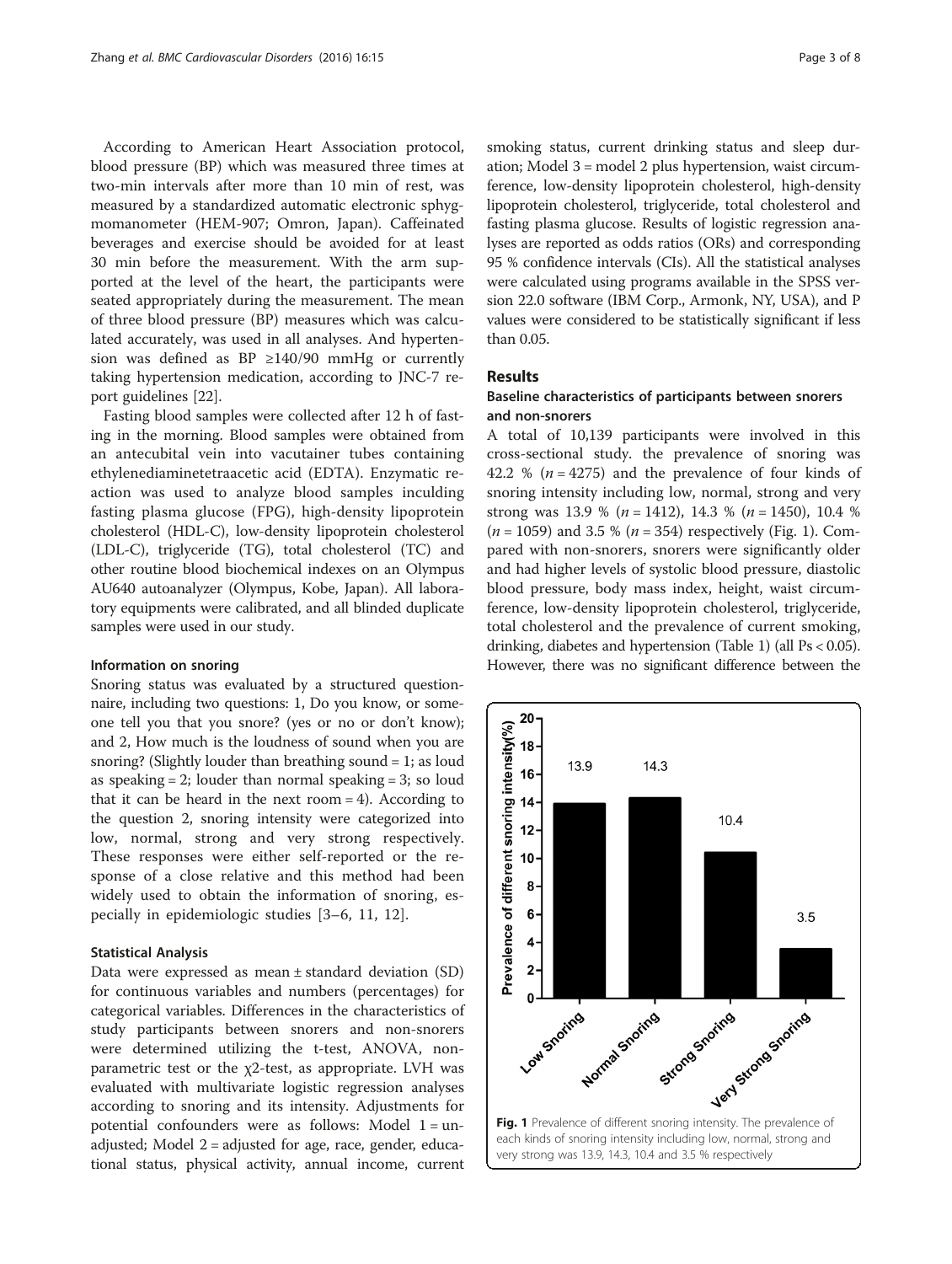According to American Heart Association protocol, blood pressure (BP) which was measured three times at two-min intervals after more than 10 min of rest, was measured by a standardized automatic electronic sphygmomanometer (HEM-907; Omron, Japan). Caffeinated beverages and exercise should be avoided for at least 30 min before the measurement. With the arm supported at the level of the heart, the participants were seated appropriately during the measurement. The mean of three blood pressure (BP) measures which was calculated accurately, was used in all analyses. And hypertension was defined as BP ≥140/90 mmHg or currently taking hypertension medication, according to JNC-7 report guidelines [22].

Fasting blood samples were collected after 12 h of fasting in the morning. Blood samples were obtained from an antecubital vein into vacutainer tubes containing ethylenediaminetetraacetic acid (EDTA). Enzymatic reaction was used to analyze blood samples inculding fasting plasma glucose (FPG), high-density lipoprotein cholesterol (HDL-C), low-density lipoprotein cholesterol (LDL-C), triglyceride (TG), total cholesterol (TC) and other routine blood biochemical indexes on an Olympus AU640 autoanalyzer (Olympus, Kobe, Japan). All laboratory equipments were calibrated, and all blinded duplicate samples were used in our study.

### Information on snoring

Snoring status was evaluated by a structured questionnaire, including two questions: 1, Do you know, or someone tell you that you snore? (yes or no or don't know); and 2, How much is the loudness of sound when you are snoring? (Slightly louder than breathing sound = 1; as loud as speaking = 2; louder than normal speaking = 3; so loud that it can be heard in the next room = 4). According to the question 2, snoring intensity were categorized into low, normal, strong and very strong respectively. These responses were either self-reported or the response of a close relative and this method had been widely used to obtain the information of snoring, especially in epidemiologic studies [3–6, 11, 12].

### Statistical Analysis

Data were expressed as mean ± standard deviation (SD) for continuous variables and numbers (percentages) for categorical variables. Differences in the characteristics of study participants between snorers and non-snorers were determined utilizing the t-test, ANOVA, nonparametric test or the $\chi^2$-test, as appropriate. LVH was evaluated with multivariate logistic regression analyses according to snoring and its intensity. Adjustments for potential confounders were as follows: Model 1 = unadjusted; Model 2 = adjusted for age, race, gender, educational status, physical activity, annual income, current smoking status, current drinking status and sleep duration; Model 3 = model 2 plus hypertension, waist circumference, low-density lipoprotein cholesterol, high-density lipoprotein cholesterol, triglyceride, total cholesterol and fasting plasma glucose. Results of logistic regression analyses are reported as odds ratios (ORs) and corresponding 95 % confidence intervals (CIs). All the statistical analyses were calculated using programs available in the SPSS version 22.0 software (IBM Corp., Armonk, NY, USA), and P values were considered to be statistically significant if less than 0.05.

## Results

### Baseline characteristics of participants between snorers and non-snorers

A total of 10,139 participants were involved in this cross-sectional study. the prevalence of snoring was 42.2 % ($n = 4275$) and the prevalence of four kinds of snoring intensity including low, normal, strong and very strong was 13.9 % ($n = 1412$), 14.3 % ($n = 1450$), 10.4 % ($n = 1059$) and 3.5 % ($n = 354$) respectively (Fig. 1). Compared with non-snorers, snorers were significantly older and had higher levels of systolic blood pressure, diastolic blood pressure, body mass index, height, waist circumference, low-density lipoprotein cholesterol, triglyceride, total cholesterol and the prevalence of current smoking, drinking, diabetes and hypertension (Table 1) (all Ps < 0.05). However, there was no significant difference between the

**Fig. 1** Prevalence of different snoring intensity. The prevalence of each kinds of snoring intensity including low, normal, strong and very strong was 13.9, 14.3, 10.4 and 3.5 % respectively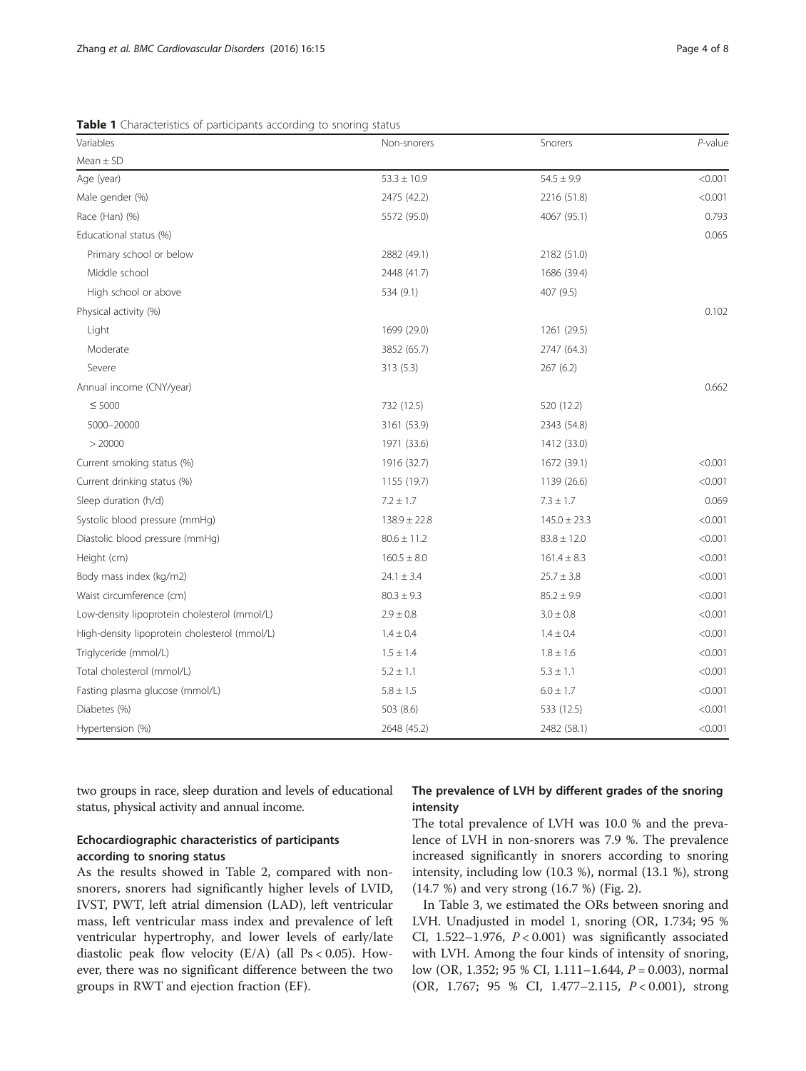**Table 1** Characteristics of participants according to snoring status

| Variables | Non-snorers | Snorers | *P*-value |
| --- | --- | --- | --- |
| Mean ± SD | | | |
| Age (year) | 53.3 ± 10.9 | 54.5 ± 9.9 | <0.001 |
| Male gender (%) | 2475 (42.2) | 2216 (51.8) | <0.001 |
| Race (Han) (%) | 5572 (95.0) | 4067 (95.1) | 0.793 |
| Educational status (%) | | | 0.065 |
| Primary school or below | 2882 (49.1) | 2182 (51.0) | |
| Middle school | 2448 (41.7) | 1686 (39.4) | |
| High school or above | 534 (9.1) | 407 (9.5) | |
| Physical activity (%) | | | 0.102 |
| Light | 1699 (29.0) | 1261 (29.5) | |
| Moderate | 3852 (65.7) | 2747 (64.3) | |
| Severe | 313 (5.3) | 267 (6.2) | |
| Annual income (CNY/year) | | | 0.662 |
| ≤ 5000 | 732 (12.5) | 520 (12.2) | |
| 5000–20000 | 3161 (53.9) | 2343 (54.8) | |
| > 20000 | 1971 (33.6) | 1412 (33.0) | |
| Current smoking status (%) | 1916 (32.7) | 1672 (39.1) | <0.001 |
| Current drinking status (%) | 1155 (19.7) | 1139 (26.6) | <0.001 |
| Sleep duration (h/d) | 7.2 ± 1.7 | 7.3 ± 1.7 | 0.069 |
| Systolic blood pressure (mmHg) | 138.9 ± 22.8 | 145.0 ± 23.3 | <0.001 |
| Diastolic blood pressure (mmHg) | 80.6 ± 11.2 | 83.8 ± 12.0 | <0.001 |
| Height (cm) | 160.5 ± 8.0 | 161.4 ± 8.3 | <0.001 |
| Body mass index (kg/m2) | 24.1 ± 3.4 | 25.7 ± 3.8 | <0.001 |
| Waist circumference (cm) | 80.3 ± 9.3 | 85.2 ± 9.9 | <0.001 |
| Low-density lipoprotein cholesterol (mmol/L) | 2.9 ± 0.8 | 3.0 ± 0.8 | <0.001 |
| High-density lipoprotein cholesterol (mmol/L) | 1.4 ± 0.4 | 1.4 ± 0.4 | <0.001 |
| Triglyceride (mmol/L) | 1.5 ± 1.4 | 1.8 ± 1.6 | <0.001 |
| Total cholesterol (mmol/L) | 5.2 ± 1.1 | 5.3 ± 1.1 | <0.001 |
| Fasting plasma glucose (mmol/L) | 5.8 ± 1.5 | 6.0 ± 1.7 | <0.001 |
| Diabetes (%) | 503 (8.6) | 533 (12.5) | <0.001 |
| Hypertension (%) | 2648 (45.2) | 2482 (58.1) | <0.001 |

two groups in race, sleep duration and levels of educational status, physical activity and annual income.

### Echocardiographic characteristics of participants according to snoring status

As the results showed in Table 2, compared with non-snorers, snorers had significantly higher levels of LVID, IVST, PWT, left atrial dimension (LAD), left ventricular mass, left ventricular mass index and prevalence of left ventricular hypertrophy, and lower levels of early/late diastolic peak flow velocity (E/A) (all Ps < 0.05). However, there was no significant difference between the two groups in RWT and ejection fraction (EF).

### The prevalence of LVH by different grades of the snoring intensity

The total prevalence of LVH was 10.0 % and the prevalence of LVH in non-snorers was 7.9 %. The prevalence increased significantly in snorers according to snoring intensity, including low (10.3 %), normal (13.1 %), strong (14.7 %) and very strong (16.7 %) (Fig. 2).

In Table 3, we estimated the ORs between snoring and LVH. Unadjusted in model 1, snoring (OR, 1.734; 95 % CI, 1.522–1.976, $P < 0.001$) was significantly associated with LVH. Among the four kinds of intensity of snoring, low (OR, 1.352; 95 % CI, 1.111–1.644, $P = 0.003$), normal (OR, 1.767; 95 % CI, 1.477–2.115, $P < 0.001$), strong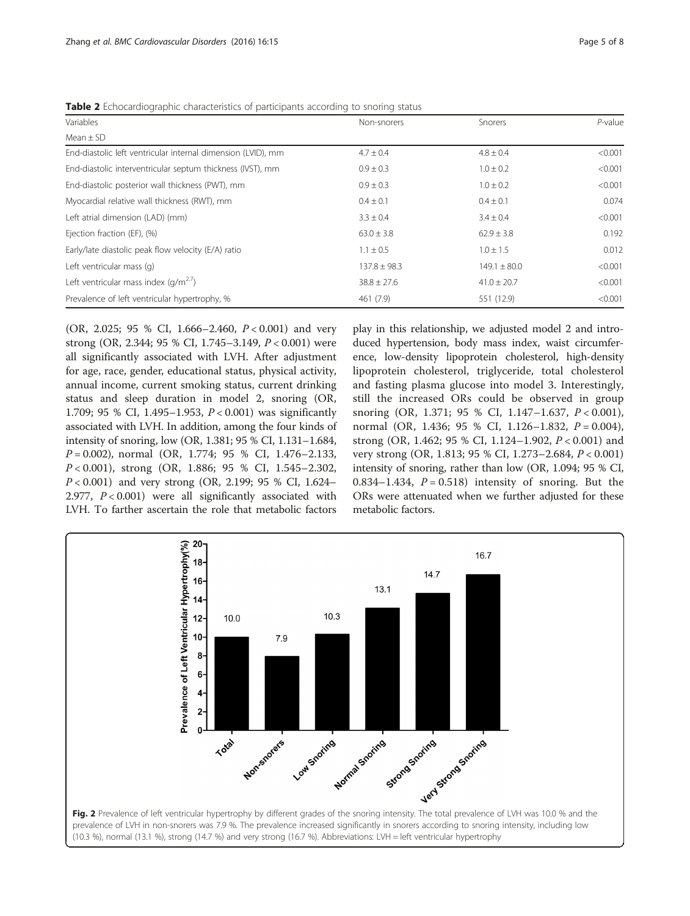**Table 2** Echocardiographic characteristics of participants according to snoring status

| Variables | Non-snorers | Snorers | *P*-value |
|---|---|---|---|
| Mean ± SD | | | |
| End-diastolic left ventricular internal dimension (LVID), mm | 4.7 ± 0.4 | 4.8 ± 0.4 | <0.001 |
| End-diastolic interventricular septum thickness (IVST), mm | 0.9 ± 0.3 | 1.0 ± 0.2 | <0.001 |
| End-diastolic posterior wall thickness (PWT), mm | 0.9 ± 0.3 | 1.0 ± 0.2 | <0.001 |
| Myocardial relative wall thickness (RWT), mm | 0.4 ± 0.1 | 0.4 ± 0.1 | 0.074 |
| Left atrial dimension (LAD) (mm) | 3.3 ± 0.4 | 3.4 ± 0.4 | <0.001 |
| Ejection fraction (EF), (%) | 63.0 ± 3.8 | 62.9 ± 3.8 | 0.192 |
| Early/late diastolic peak flow velocity (E/A) ratio | 1.1 ± 0.5 | 1.0 ± 1.5 | 0.012 |
| Left ventricular mass (g) | 137.8 ± 98.3 | 149.1 ± 80.0 | <0.001 |
| Left ventricular mass index ($g/m^{2.7}$) | 38.8 ± 27.6 | 41.0 ± 20.7 | <0.001 |
| Prevalence of left ventricular hypertrophy, % | 461 (7.9) | 551 (12.9) | <0.001 |

(OR, 2.025; 95 % CI, 1.666–2.460, $P < 0.001$) and very strong (OR, 2.344; 95 % CI, 1.745–3.149, $P < 0.001$) were all significantly associated with LVH. After adjustment for age, race, gender, educational status, physical activity, annual income, current smoking status, current drinking status and sleep duration in model 2, snoring (OR, 1.709; 95 % CI, 1.495–1.953, $P < 0.001$) was significantly associated with LVH. In addition, among the four kinds of intensity of snoring, low (OR, 1.381; 95 % CI, 1.131–1.684, $P = 0.002$), normal (OR, 1.774; 95 % CI, 1.476–2.133, $P < 0.001$), strong (OR, 1.886; 95 % CI, 1.545–2.302, $P < 0.001$) and very strong (OR, 2.199; 95 % CI, 1.624–2.977, $P < 0.001$) were all significantly associated with LVH. To farther ascertain the role that metabolic factors play in this relationship, we adjusted model 2 and introduced hypertension, body mass index, waist circumference, low-density lipoprotein cholesterol, high-density lipoprotein cholesterol, triglyceride, total cholesterol and fasting plasma glucose into model 3. Interestingly, still the increased ORs could be observed in group snoring (OR, 1.371; 95 % CI, 1.147–1.637, $P < 0.001$), normal (OR, 1.436; 95 % CI, 1.126–1.832, $P = 0.004$), strong (OR, 1.462; 95 % CI, 1.124–1.902, $P < 0.001$) and very strong (OR, 1.813; 95 % CI, 1.273–2.684, $P < 0.001$) intensity of snoring, rather than low (OR, 1.094; 95 % CI, 0.834–1.434, $P = 0.518$) intensity of snoring. But the ORs were attenuated when we further adjusted for these metabolic factors.

**Fig. 2** Prevalence of left ventricular hypertrophy by different grades of the snoring intensity. The total prevalence of LVH was 10.0 % and the prevalence of LVH in non-snorers was 7.9 %. The prevalence increased significantly in snorers according to snoring intensity, including low (10.3 %), normal (13.1 %), strong (14.7 %) and very strong (16.7 %). Abbreviations: LVH = left ventricular hypertrophy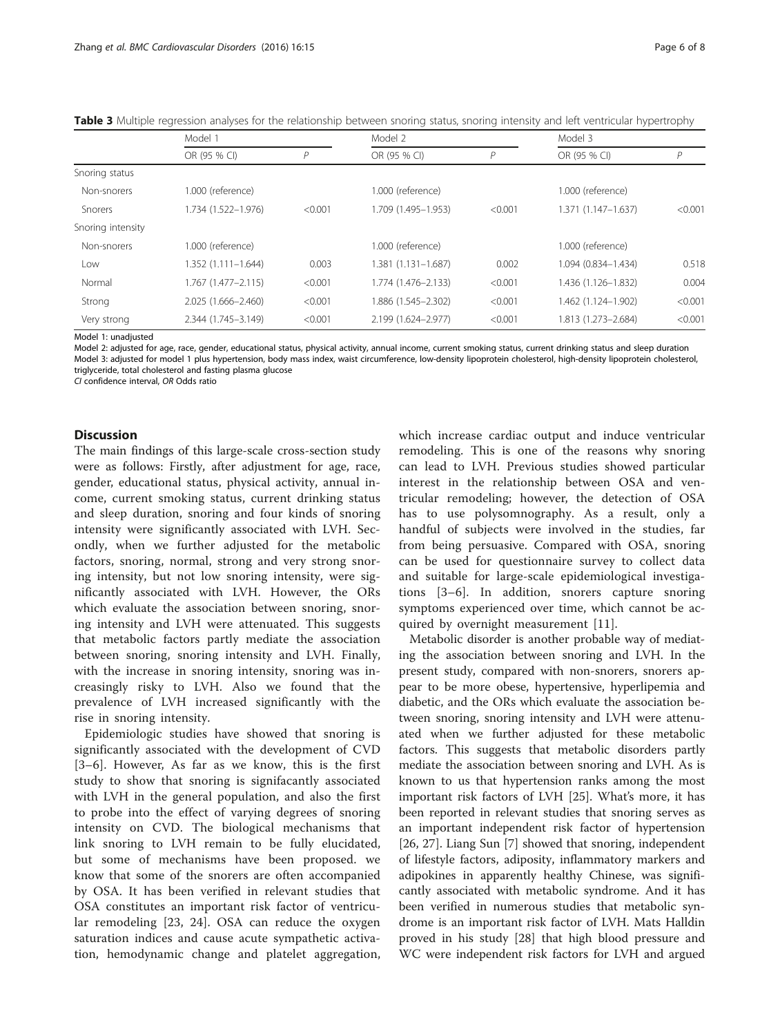**Table 3** Multiple regression analyses for the relationship between snoring status, snoring intensity and left ventricular hypertrophy

| | Model 1 | | Model 2 | | Model 3 | |
|---|---|---|---|---|---|---|
| | OR (95 % CI) | *P* | OR (95 % CI) | *P* | OR (95 % CI) | *P* |
| Snoring status | | | | | | |
| Non-snorers | 1.000 (reference) | | 1.000 (reference) | | 1.000 (reference) | |
| Snorers | 1.734 (1.522–1.976) | <0.001 | 1.709 (1.495–1.953) | <0.001 | 1.371 (1.147–1.637) | <0.001 |
| Snoring intensity | | | | | | |
| Non-snorers | 1.000 (reference) | | 1.000 (reference) | | 1.000 (reference) | |
| Low | 1.352 (1.111–1.644) | 0.003 | 1.381 (1.131–1.687) | 0.002 | 1.094 (0.834–1.434) | 0.518 |
| Normal | 1.767 (1.477–2.115) | <0.001 | 1.774 (1.476–2.133) | <0.001 | 1.436 (1.126–1.832) | 0.004 |
| Strong | 2.025 (1.666–2.460) | <0.001 | 1.886 (1.545–2.302) | <0.001 | 1.462 (1.124–1.902) | <0.001 |
| Very strong | 2.344 (1.745–3.149) | <0.001 | 2.199 (1.624–2.977) | <0.001 | 1.813 (1.273–2.684) | <0.001 |

Model 1: unadjusted
Model 2: adjusted for age, race, gender, educational status, physical activity, annual income, current smoking status, current drinking status and sleep duration
Model 3: adjusted for model 1 plus hypertension, body mass index, waist circumference, low-density lipoprotein cholesterol, high-density lipoprotein cholesterol, triglyceride, total cholesterol and fasting plasma glucose
*CI* confidence interval, *OR* Odds ratio

## Discussion

The main findings of this large-scale cross-section study were as follows: Firstly, after adjustment for age, race, gender, educational status, physical activity, annual income, current smoking status, current drinking status and sleep duration, snoring and four kinds of snoring intensity were significantly associated with LVH. Secondly, when we further adjusted for the metabolic factors, snoring, normal, strong and very strong snoring intensity, but not low snoring intensity, were significantly associated with LVH. However, the ORs which evaluate the association between snoring, snoring intensity and LVH were attenuated. This suggests that metabolic factors partly mediate the association between snoring, snoring intensity and LVH. Finally, with the increase in snoring intensity, snoring was increasingly risky to LVH. Also we found that the prevalence of LVH increased significantly with the rise in snoring intensity.

Epidemiologic studies have showed that snoring is significantly associated with the development of CVD [3–6]. However, As far as we know, this is the first study to show that snoring is signifacantly associated with LVH in the general population, and also the first to probe into the effect of varying degrees of snoring intensity on CVD. The biological mechanisms that link snoring to LVH remain to be fully elucidated, but some of mechanisms have been proposed. we know that some of the snorers are often accompanied by OSA. It has been verified in relevant studies that OSA constitutes an important risk factor of ventricular remodeling [23, 24]. OSA can reduce the oxygen saturation indices and cause acute sympathetic activation, hemodynamic change and platelet aggregation, which increase cardiac output and induce ventricular remodeling. This is one of the reasons why snoring can lead to LVH. Previous studies showed particular interest in the relationship between OSA and ventricular remodeling; however, the detection of OSA has to use polysomnography. As a result, only a handful of subjects were involved in the studies, far from being persuasive. Compared with OSA, snoring can be used for questionnaire survey to collect data and suitable for large-scale epidemiological investigations [3–6]. In addition, snorers capture snoring symptoms experienced over time, which cannot be acquired by overnight measurement [11].

Metabolic disorder is another probable way of mediating the association between snoring and LVH. In the present study, compared with non-snorers, snorers appear to be more obese, hypertensive, hyperlipemia and diabetic, and the ORs which evaluate the association between snoring, snoring intensity and LVH were attenuated when we further adjusted for these metabolic factors. This suggests that metabolic disorders partly mediate the association between snoring and LVH. As is known to us that hypertension ranks among the most important risk factors of LVH [25]. What's more, it has been reported in relevant studies that snoring serves as an important independent risk factor of hypertension [26, 27]. Liang Sun [7] showed that snoring, independent of lifestyle factors, adiposity, inflammatory markers and adipokines in apparently healthy Chinese, was significantly associated with metabolic syndrome. And it has been verified in numerous studies that metabolic syndrome is an important risk factor of LVH. Mats Halldin proved in his study [28] that high blood pressure and WC were independent risk factors for LVH and argued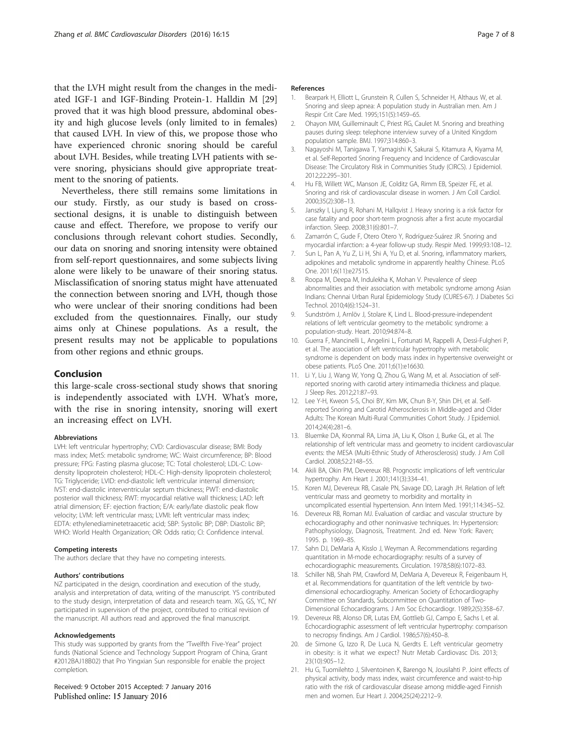that the LVH might result from the changes in the mediated IGF-1 and IGF-Binding Protein-1. Halldin M [29] proved that it was high blood pressure, abdominal obesity and high glucose levels (only limited to in females) that caused LVH. In view of this, we propose those who have experienced chronic snoring should be careful about LVH. Besides, while treating LVH patients with severe snoring, physicians should give appropriate treatment to the snoring of patients.

Nevertheless, there still remains some limitations in our study. Firstly, as our study is based on cross-sectional designs, it is unable to distinguish between cause and effect. Therefore, we propose to verify our conclusions through relevant cohort studies. Secondly, our data on snoring and snoring intensity were obtained from self-report questionnaires, and some subjects living alone were likely to be unaware of their snoring status. Misclassification of snoring status might have attenuated the connection between snoring and LVH, though those who were unclear of their snoring conditions had been excluded from the questionnaires. Finally, our study aims only at Chinese populations. As a result, the present results may not be applicable to populations from other regions and ethnic groups.

## Conclusion

this large-scale cross-sectional study shows that snoring is independently associated with LVH. What's more, with the rise in snoring intensity, snoring will exert an increasing effect on LVH.

#### Abbreviations

LVH: left ventricular hypertrophy; CVD: Cardiovascular disease; BMI: Body mass index; MetS: metabolic syndrome; WC: Waist circumference; BP: Blood pressure; FPG: Fasting plasma glucose; TC: Total cholesterol; LDL-C: Low-density lipoprotein cholesterol; HDL-C: High-density lipoprotein cholesterol; TG: Triglyceride; LVID: end-diastolic left ventricular internal dimension; IVST: end-diastolic interventricular septum thickness; PWT: end-diastolic posterior wall thickness; RWT: myocardial relative wall thickness; LAD: left atrial dimension; EF: ejection fraction; E/A: early/late diastolic peak flow velocity; LVM: left ventricular mass; LVMI: left ventricular mass index; EDTA: ethylenediaminetetraacetic acid; SBP: Systolic BP; DBP: Diastolic BP; WHO: World Health Organization; OR: Odds ratio; CI: Confidence interval.

#### Competing interests

The authors declare that they have no competing interests.

#### Authors' contributions

NZ participated in the design, coordination and execution of the study, analysis and interpretation of data, writing of the manuscript. YS contributed to the study design, interpretation of data and research team. XG, GS, YC, NY participated in supervision of the project, contributed to critical revision of the manuscript. All authors read and approved the final manuscript.

#### Acknowledgements

This study was supported by grants from the "Twelfth Five-Year" project funds (National Science and Technology Support Program of China, Grant #2012BAJ18B02) that Pro Yingxian Sun responsible for enable the project completion.

Received: 9 October 2015 Accepted: 7 January 2016
Published online: 15 January 2016

#### References

1. Bearpark H, Elliott L, Grunstein R, Cullen S, Schneider H, Althaus W, et al. Snoring and sleep apnea: A population study in Australian men. Am J Respir Crit Care Med. 1995;151(5):1459–65.
2. Ohayon MM, Guilleminault C, Priest RG, Caulet M. Snoring and breathing pauses during sleep: telephone interview survey of a United Kingdom population sample. BMJ. 1997;314:860–3.
3. Nagayoshi M, Tanigawa T, Yamagishi K, Sakurai S, Kitamura A, Kiyama M, et al. Self-Reported Snoring Frequency and Incidence of Cardiovascular Disease: The Circulatory Risk in Communities Study (CIRCS). J Epidemiol. 2012;22:295–301.
4. Hu FB, Willett WC, Manson JE, Colditz GA, Rimm EB, Speizer FE, et al. Snoring and risk of cardiovascular disease in women. J Am Coll Cardiol. 2000;35(2):308–13.
5. Janszky I, Ljung R, Rohani M, Hallqvist J. Heavy snoring is a risk factor for case fatality and poor short-term prognosis after a first acute myocardial infarction. Sleep. 2008;31(6):801–7.
6. Zamarrón C, Gude F, Otero Otero Y, Rodríguez-Suárez JR. Snoring and myocardial infarction: a 4-year follow-up study. Respir Med. 1999;93:108–12.
7. Sun L, Pan A, Yu Z, Li H, Shi A, Yu D, et al. Snoring, inflammatory markers, adipokines and metabolic syndrome in apparently healthy Chinese. PLoS One. 2011;6(11):e27515.
8. Roopa M, Deepa M, Indulekha K, Mohan V. Prevalence of sleep abnormalities and their association with metabolic syndrome among Asian Indians: Chennai Urban Rural Epidemiology Study (CURES-67). J Diabetes Sci Technol. 2010;4(6):1524–31.
9. Sundström J, Arnlöv J, Stolare K, Lind L. Blood-pressure-independent relations of left ventricular geometry to the metabolic syndrome: a population-study. Heart. 2010;94:874–8.
10. Guerra F, Mancinelli L, Angelini L, Fortunati M, Rappelli A, Dessì-Fulgheri P, et al. The association of left ventricular hypertrophy with metabolic syndrome is dependent on body mass index in hypertensive overweight or obese patients. PLoS One. 2011;6(1):e16630.
11. Li Y, Liu J, Wang W, Yong Q, Zhou G, Wang M, et al. Association of self-reported snoring with carotid artery intimamedia thickness and plaque. J Sleep Res. 2012;21:87–93.
12. Lee Y-H, Kweon S-S, Choi BY, Kim MK, Chun B-Y, Shin DH, et al. Self-reported Snoring and Carotid Atherosclerosis in Middle-aged and Older Adults: The Korean Multi-Rural Communities Cohort Study. J Epidemiol. 2014;24(4):281–6.
13. Bluemke DA, Kronmal RA, Lima JA, Liu K, Olson J, Burke GL, et al. The relationship of left ventricular mass and geometry to incident cardiovascular events: the MESA (Multi-Ethnic Study of Atherosclerosis) study. J Am Coll Cardiol. 2008;52:2148–55.
14. Akili BA, Okin PM, Devereux RB. Prognostic implications of left ventricular hypertrophy. Am Heart J. 2001;141(3):334–41.
15. Koren MJ, Devereux RB, Casale PN, Savage DD, Laragh JH. Relation of left ventricular mass and geometry to morbidity and mortality in uncomplicated essential hypertension. Ann Intern Med. 1991;114:345–52.
16. Devereux RB, Roman MJ. Evaluation of cardiac and vascular structure by echocardiography and other noninvasive techniques. In: Hypertension: Pathophysiology, Diagnosis, Treatment. 2nd ed. New York: Raven; 1995. p. 1969–85.
17. Sahn DJ, DeMaria A, Kisslo J, Weyman A. Recommendations regarding quantitation in M-mode echocardiography: results of a survey of echocardiographic measurements. Circulation. 1978;58(6):1072–83.
18. Schiller NB, Shah PM, Crawford M, DeMaria A, Devereux R, Feigenbaum H, et al. Recommendations for quantitation of the left ventricle by two-dimensional echocardiography. American Society of Echocardiography Committee on Standards, Subcommittee on Quantitation of Two-Dimensional Echocardiograms. J Am Soc Echocardiogr. 1989;2(5):358–67.
19. Devereux RB, Alonso DR, Lutas EM, Gottlieb GJ, Campo E, Sachs I, et al. Echocardiographic assessment of left ventricular hypertrophy: comparison to necropsy findings. Am J Cardiol. 1986;57(6):450–8.
20. de Simone G, Izzo R, De Luca N, Gerdts E. Left ventricular geometry in obesity: is it what we expect? Nutr Metab Cardiovasc Dis. 2013; 23(10):905–12.
21. Hu G, Tuomilehto J, Silventoinen K, Barengo N, Jousilahti P. Joint effects of physical activity, body mass index, waist circumference and waist-to-hip ratio with the risk of cardiovascular disease among middle-aged Finnish men and women. Eur Heart J. 2004;25(24):2212–9.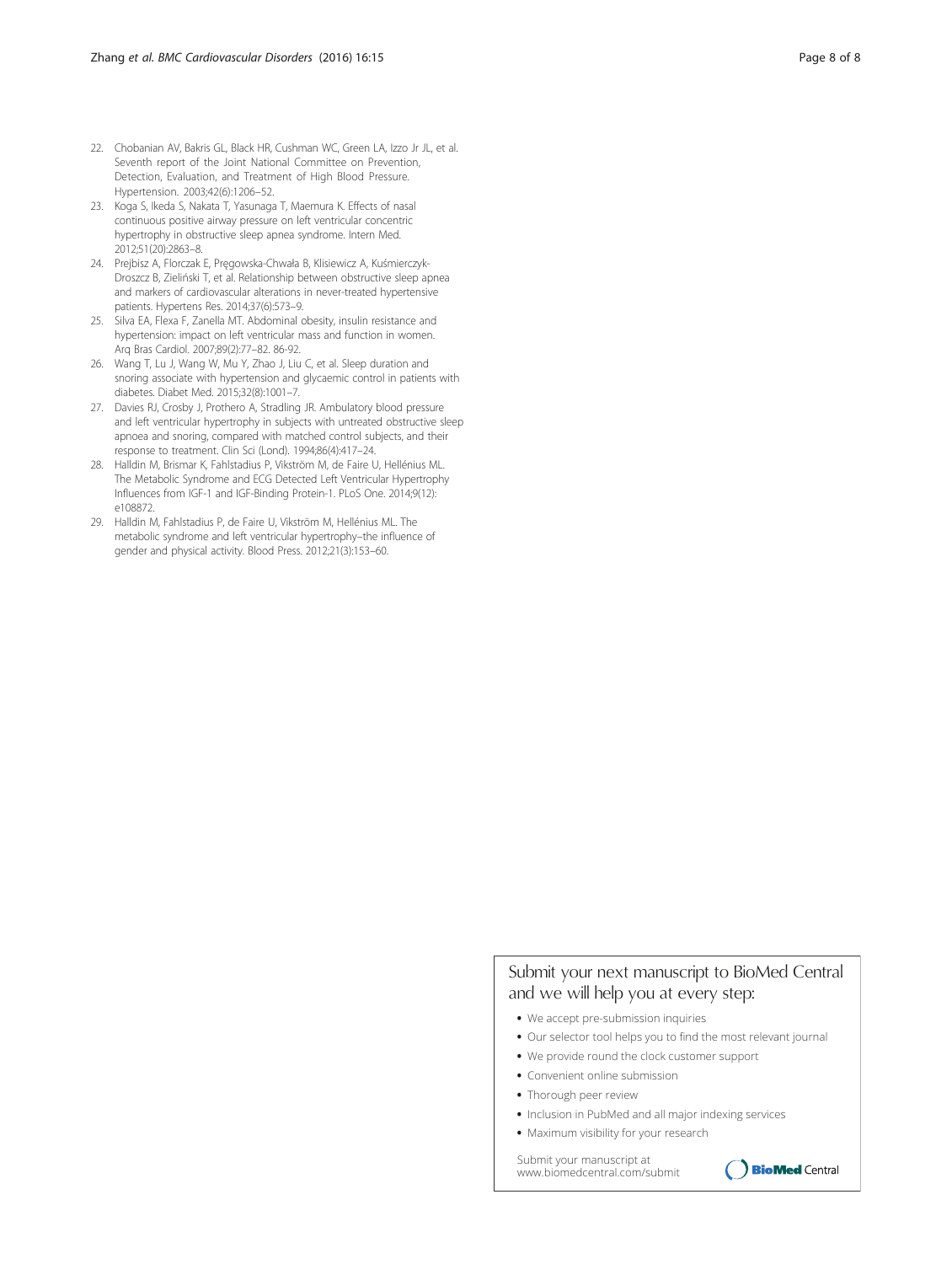22. Chobanian AV, Bakris GL, Black HR, Cushman WC, Green LA, Izzo Jr JL, et al. Seventh report of the Joint National Committee on Prevention, Detection, Evaluation, and Treatment of High Blood Pressure. Hypertension. 2003;42(6):1206–52.
23. Koga S, Ikeda S, Nakata T, Yasunaga T, Maemura K. Effects of nasal continuous positive airway pressure on left ventricular concentric hypertrophy in obstructive sleep apnea syndrome. Intern Med. 2012;51(20):2863–8.
24. Prejbisz A, Florczak E, Pręgowska-Chwała B, Klisiewicz A, Kuśmierczyk-Droszcz B, Zieliński T, et al. Relationship between obstructive sleep apnea and markers of cardiovascular alterations in never-treated hypertensive patients. Hypertens Res. 2014;37(6):573–9.
25. Silva EA, Flexa F, Zanella MT. Abdominal obesity, insulin resistance and hypertension: impact on left ventricular mass and function in women. Arq Bras Cardiol. 2007;89(2):77–82. 86-92.
26. Wang T, Lu J, Wang W, Mu Y, Zhao J, Liu C, et al. Sleep duration and snoring associate with hypertension and glycaemic control in patients with diabetes. Diabet Med. 2015;32(8):1001–7.
27. Davies RJ, Crosby J, Prothero A, Stradling JR. Ambulatory blood pressure and left ventricular hypertrophy in subjects with untreated obstructive sleep apnoea and snoring, compared with matched control subjects, and their response to treatment. Clin Sci (Lond). 1994;86(4):417–24.
28. Halldin M, Brismar K, Fahlstadius P, Vikström M, de Faire U, Hellénius ML. The Metabolic Syndrome and ECG Detected Left Ventricular Hypertrophy Influences from IGF-1 and IGF-Binding Protein-1. PLoS One. 2014;9(12): e108872.
29. Halldin M, Fahlstadius P, de Faire U, Vikström M, Hellénius ML. The metabolic syndrome and left ventricular hypertrophy–the influence of gender and physical activity. Blood Press. 2012;21(3):153–60.

Submit your next manuscript to BioMed Central and we will help you at every step:

- We accept pre-submission inquiries
- Our selector tool helps you to find the most relevant journal
- We provide round the clock customer support
- Convenient online submission
- Thorough peer review
- Inclusion in PubMed and all major indexing services
- Maximum visibility for your research

Submit your manuscript at
www.biomedcentral.com/submit

BioMed Central